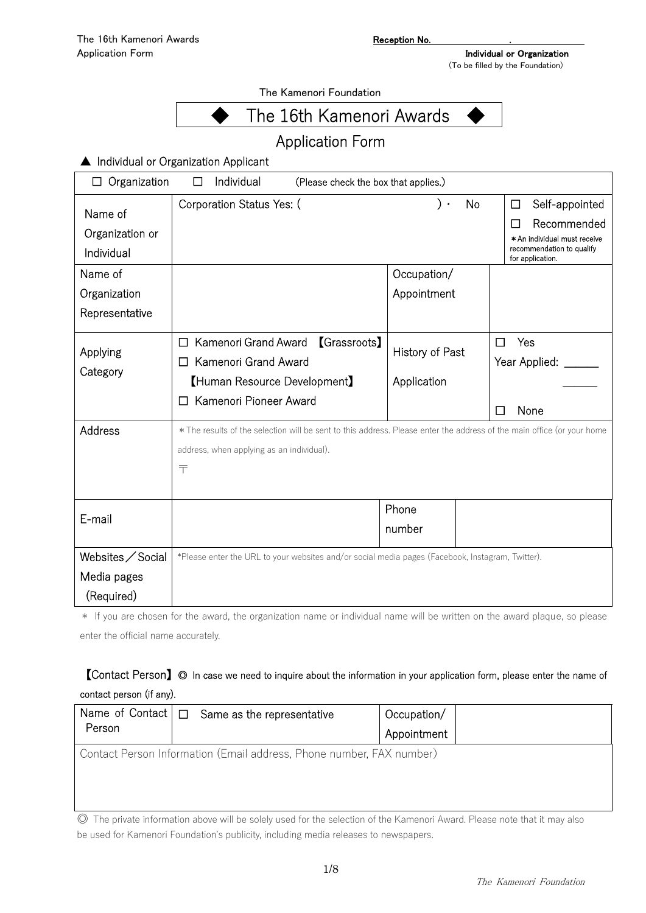Reception No. .

Individual or Organization
(To be filled by the Foundation)

The Kamenori Foundation

# ◆ The 16th Kamenori Awards ◆

## Application Form

▲ Individual or Organization Applicant

| ☐ Organization ☐ Individual (Please check the box that applies.) | | | |
|---|---|---|---|
| Name of Organization or Individual | Corporation Status Yes: ( ) ・ No | | ☐ Self-appointed<br>☐ Recommended<br>＊An individual must receive recommendation to qualify for application. |
| Name of Organization Representative | | Occupation/ Appointment | |
| Applying Category | ☐ Kamenori Grand Award 【Grassroots】<br>☐ Kamenori Grand Award 【Human Resource Development】<br>☐ Kamenori Pioneer Award | History of Past Application | ☐ Yes<br>Year Applied: ______<br>______<br>☐ None |
| Address | ＊The results of the selection will be sent to this address. Please enter the address of the main office (or your home address, when applying as an individual).<br>〒 | | |
| E-mail | | Phone number | |
| Websites／Social Media pages (Required) | *Please enter the URL to your websites and/or social media pages (Facebook, Instagram, Twitter). | | |

＊ If you are chosen for the award, the organization name or individual name will be written on the award plaque, so please enter the official name accurately.

【Contact Person】◎ In case we need to inquire about the information in your application form, please enter the name of contact person (if any).

| Name of Contact Person | ☐ Same as the representative | Occupation/ Appointment | |
|---|---|---|---|
| Contact Person Information (Email address, Phone number, FAX number) | | | |

◎ The private information above will be solely used for the selection of the Kamenori Award. Please note that it may also be used for Kamenori Foundation's publicity, including media releases to newspapers.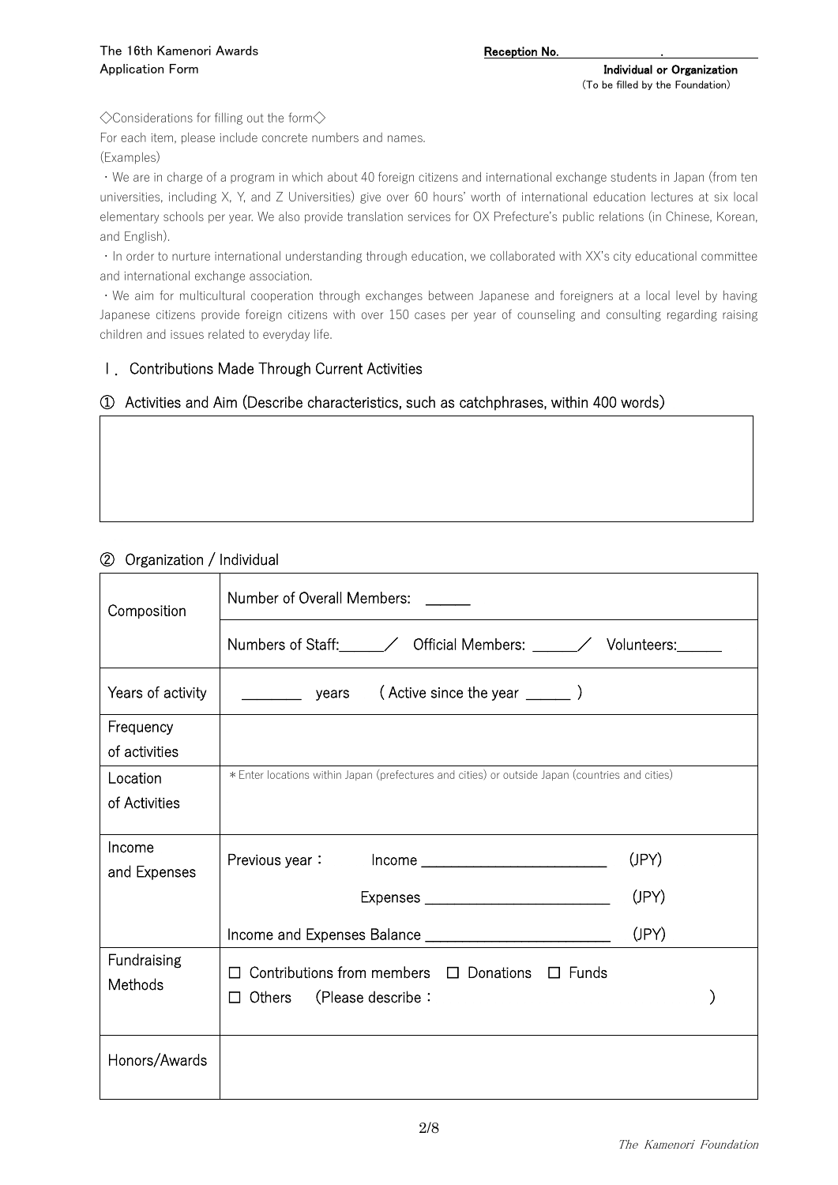The 16th Kamenori Awards
Application Form

**Reception No.** ______________ .

**Individual or Organization**
(To be filled by the Foundation)

◇Considerations for filling out the form◇

For each item, please include concrete numbers and names.

(Examples)

・We are in charge of a program in which about 40 foreign citizens and international exchange students in Japan (from ten universities, including X, Y, and Z Universities) give over 60 hours' worth of international education lectures at six local elementary schools per year. We also provide translation services for OX Prefecture's public relations (in Chinese, Korean, and English).

・In order to nurture international understanding through education, we collaborated with XX's city educational committee and international exchange association.

・We aim for multicultural cooperation through exchanges between Japanese and foreigners at a local level by having Japanese citizens provide foreign citizens with over 150 cases per year of counseling and consulting regarding raising children and issues related to everyday life.

## Ⅰ. Contributions Made Through Current Activities

### ① Activities and Aim (Describe characteristics, such as catchphrases, within 400 words)

| |
|---|
| |

### ② Organization / Individual

| | |
|---|---|
| Composition | Number of Overall Members: ______ |
| | Numbers of Staff:______／ Official Members: ______／ Volunteers:______ |
| Years of activity | ________ years ( Active since the year ______ ) |
| Frequency of activities | |
| Location of Activities | ＊Enter locations within Japan (prefectures and cities) or outside Japan (countries and cities) |
| Income and Expenses | Previous year： Income ________________________ (JPY)<br>Expenses ________________________ (JPY)<br>Income and Expenses Balance ________________________ (JPY) |
| Fundraising Methods | ☐ Contributions from members ☐ Donations ☐ Funds<br>☐ Others (Please describe： ) |
| Honors/Awards | |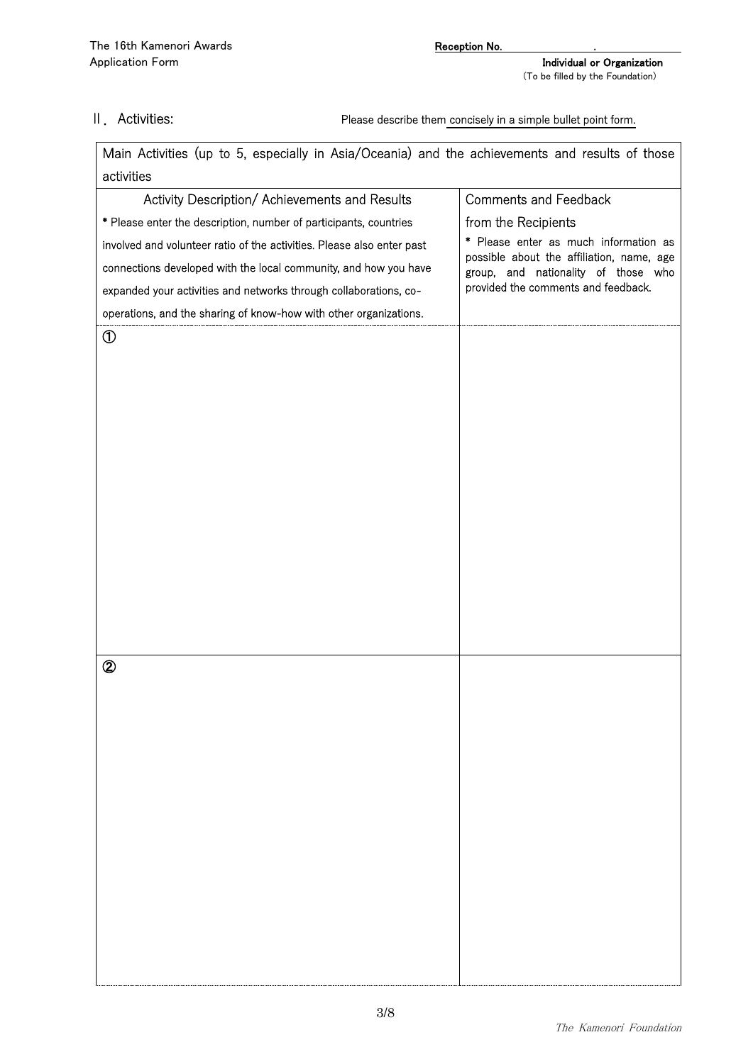Reception No.

Individual or Organization
(To be filled by the Foundation)

## Ⅱ. Activities:

Please describe them concisely in a simple bullet point form.

| Main Activities (up to 5, especially in Asia/Oceania) and the achievements and results of those activities | |
|---|---|
| Activity Description/ Achievements and Results<br>* Please enter the description, number of participants, countries involved and volunteer ratio of the activities. Please also enter past connections developed with the local community, and how you have expanded your activities and networks through collaborations, co-operations, and the sharing of know-how with other organizations. | Comments and Feedback from the Recipients<br>* Please enter as much information as possible about the affiliation, name, age group, and nationality of those who provided the comments and feedback. |
| ① | |
| ② | |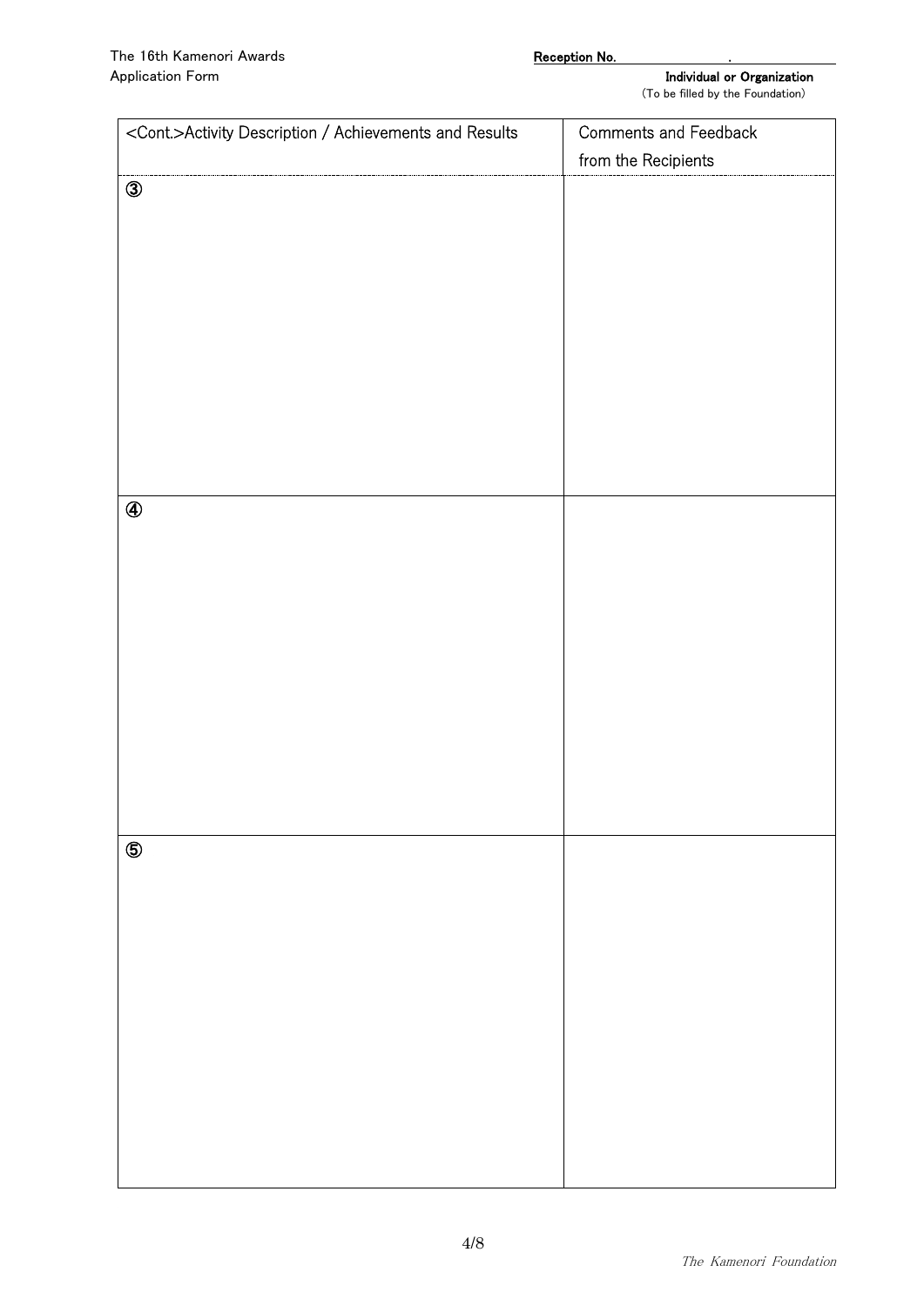| <Cont.>Activity Description / Achievements and Results | Comments and Feedback from the Recipients |
|---|---|
| ③ | |
| ④ | |
| ⑤ | |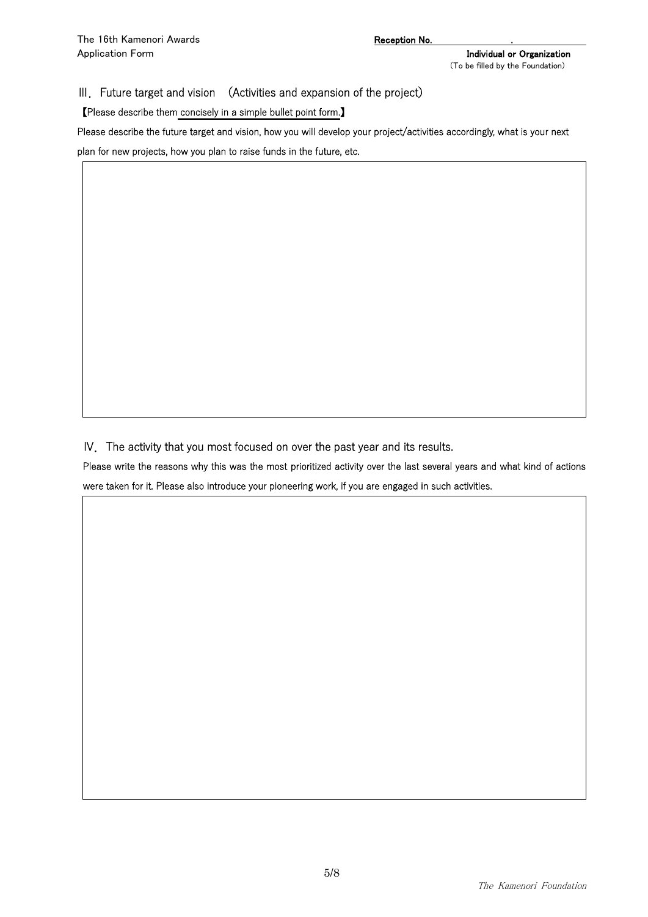Reception No. .

Individual or Organization
(To be filled by the Foundation)

## Ⅲ. Future target and vision　(Activities and expansion of the project)

【Please describe them concisely in a simple bullet point form.】

Please describe the future target and vision, how you will develop your project/activities accordingly, what is your next plan for new projects, how you plan to raise funds in the future, etc.

|   |
|---|
|   |

## Ⅳ. The activity that you most focused on over the past year and its results.

Please write the reasons why this was the most prioritized activity over the last several years and what kind of actions were taken for it. Please also introduce your pioneering work, if you are engaged in such activities.

|   |
|---|
|   |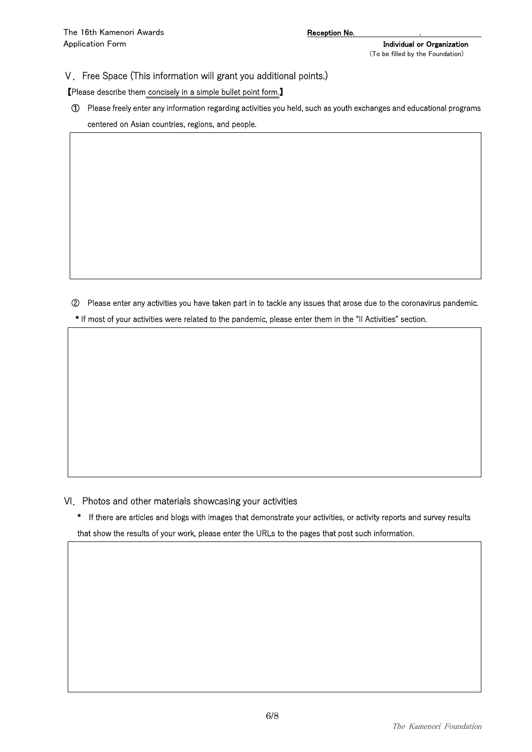The 16th Kamenori Awards
Application Form

**Reception No.** .

**Individual or Organization**
(To be filled by the Foundation)

## Ⅴ. Free Space (This information will grant you additional points.)

【Please describe them concisely in a simple bullet point form.】

① Please freely enter any information regarding activities you held, such as youth exchanges and educational programs centered on Asian countries, regions, and people.

| |
|---|
| |

② Please enter any activities you have taken part in to tackle any issues that arose due to the coronavirus pandemic.

* If most of your activities were related to the pandemic, please enter them in the "II Activities" section.

| |
|---|
| |

## Ⅵ. Photos and other materials showcasing your activities

* If there are articles and blogs with images that demonstrate your activities, or activity reports and survey results that show the results of your work, please enter the URLs to the pages that post such information.

| |
|---|
| |

*The Kamenori Foundation*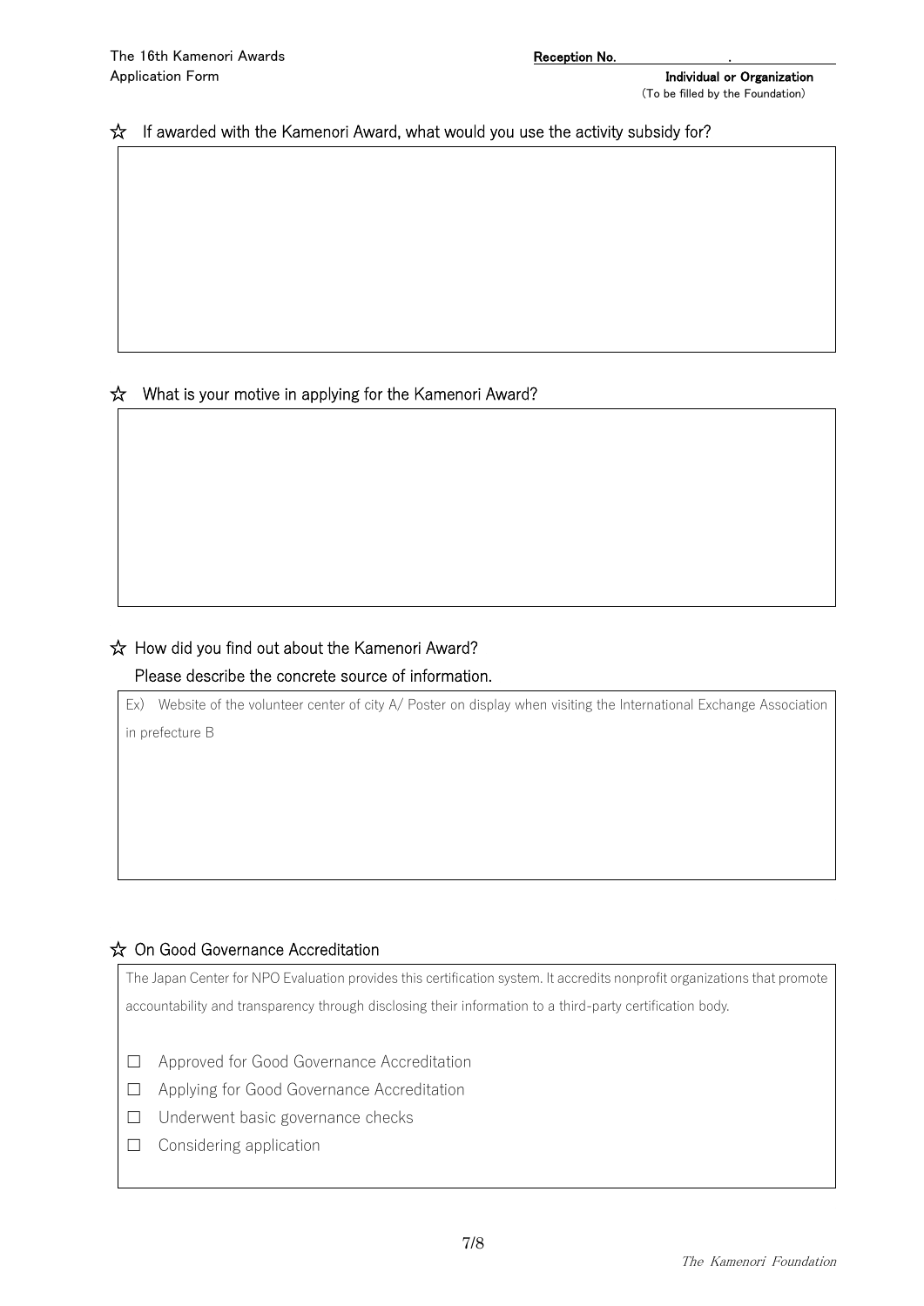Reception No.

Individual or Organization
(To be filled by the Foundation)

☆ If awarded with the Kamenori Award, what would you use the activity subsidy for?

☆ What is your motive in applying for the Kamenori Award?

☆ How did you find out about the Kamenori Award?
Please describe the concrete source of information.

Ex) Website of the volunteer center of city A/ Poster on display when visiting the International Exchange Association in prefecture B

☆ On Good Governance Accreditation

The Japan Center for NPO Evaluation provides this certification system. It accredits nonprofit organizations that promote accountability and transparency through disclosing their information to a third-party certification body.

- ☐ Approved for Good Governance Accreditation
- ☐ Applying for Good Governance Accreditation
- ☐ Underwent basic governance checks
- ☐ Considering application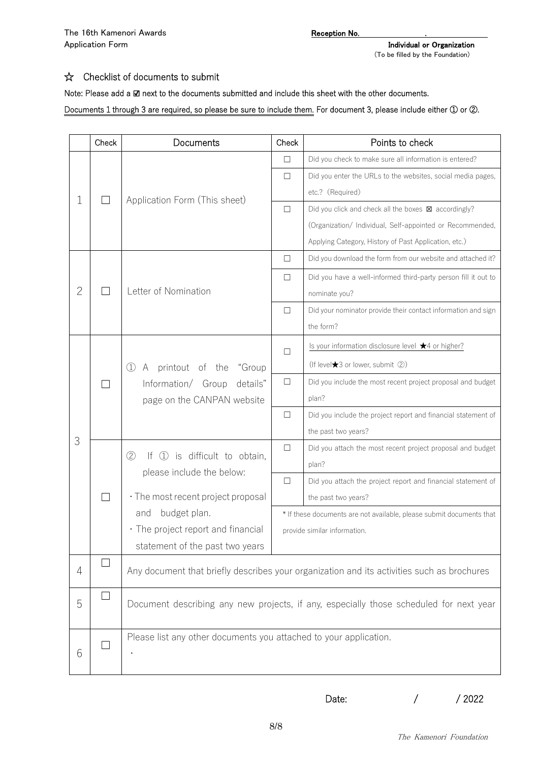The 16th Kamenori Awards
Application Form

**Reception No.** .

**Individual or Organization**
(To be filled by the Foundation)

## ☆ Checklist of documents to submit

Note: Please add a ☑ next to the documents submitted and include this sheet with the other documents.

Documents 1 through 3 are required, so please be sure to include them. For document 3, please include either ① or ②.

| | Check | Documents | Check | Points to check |
|---|---|---|---|---|
| 1 | ☐ | Application Form (This sheet) | ☐ | Did you check to make sure all information is entered? |
| | | | ☐ | Did you enter the URLs to the websites, social media pages, etc.? (Required) |
| | | | ☐ | Did you click and check all the boxes ☒ accordingly? (Organization/ Individual, Self-appointed or Recommended, Applying Category, History of Past Application, etc.) |
| 2 | ☐ | Letter of Nomination | ☐ | Did you download the form from our website and attached it? |
| | | | ☐ | Did you have a well-informed third-party person fill it out to nominate you? |
| | | | ☐ | Did your nominator provide their contact information and sign the form? |
| 3 | ☐ | ① A printout of the "Group Information/ Group details" page on the CANPAN website | ☐ | Is your information disclosure level ★4 or higher? (If level★3 or lower, submit ②) |
| | | | ☐ | Did you include the most recent project proposal and budget plan? |
| | | | ☐ | Did you include the project report and financial statement of the past two years? |
| | ☐ | ② If ① is difficult to obtain, please include the below:<br>・The most recent project proposal and budget plan.<br>・The project report and financial statement of the past two years | ☐ | Did you attach the most recent project proposal and budget plan? |
| | | | ☐ | Did you attach the project report and financial statement of the past two years? |
| | | | | * If these documents are not available, please submit documents that provide similar information. |
| 4 | ☐ | Any document that briefly describes your organization and its activities such as brochures | | |
| 5 | ☐ | Document describing any new projects, if any, especially those scheduled for next year | | |
| 6 | ☐ | Please list any other documents you attached to your application.<br>・ | | |

Date: / / 2022

*The Kamenori Foundation*